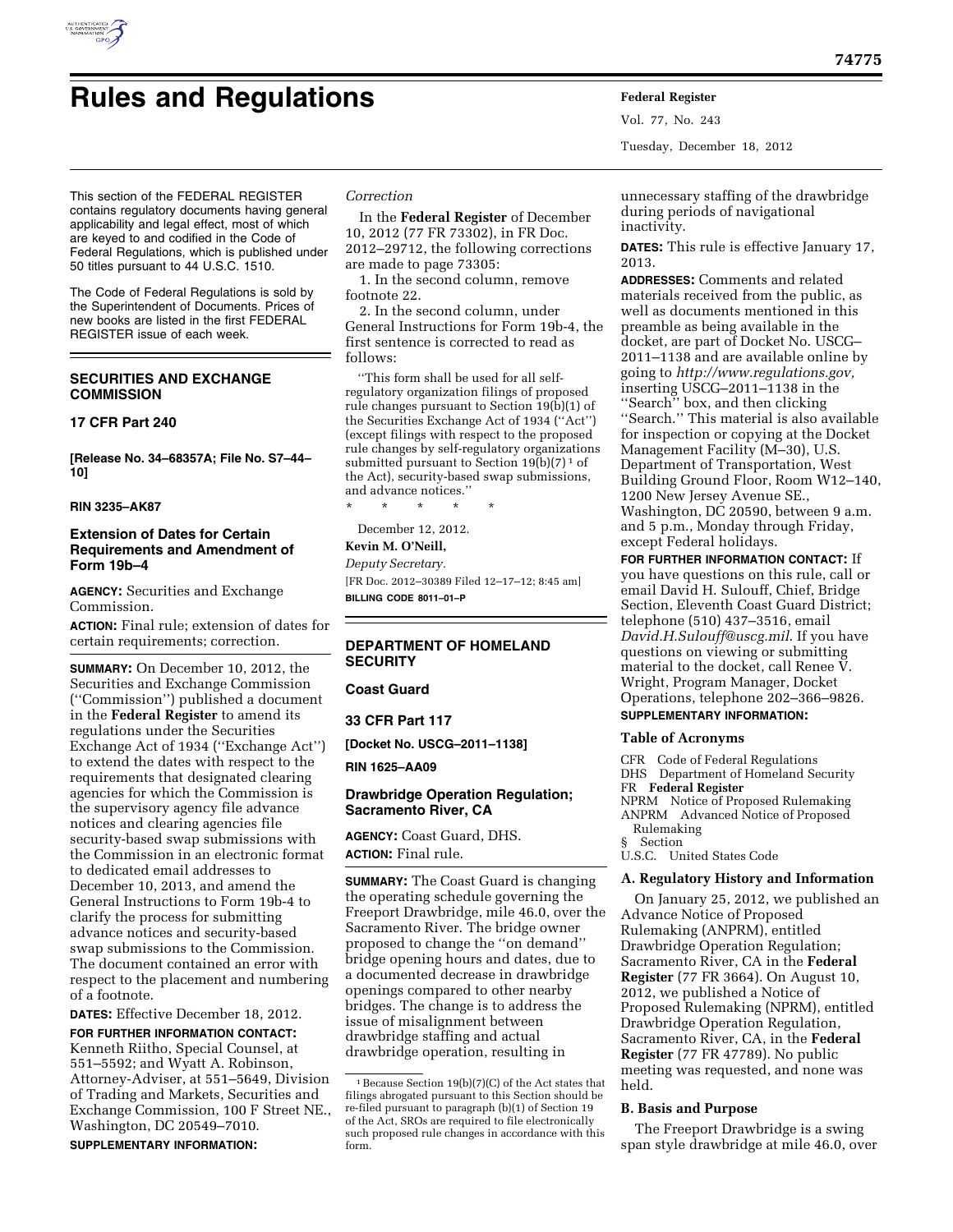# Rules and Regulations

This section of the FEDERAL REGISTER contains regulatory documents having general applicability and legal effect, most of which are keyed to and codified in the Code of Federal Regulations, which is published under 50 titles pursuant to 44 U.S.C. 1510.

The Code of Federal Regulations is sold by the Superintendent of Documents. Prices of new books are listed in the first FEDERAL REGISTER issue of each week.

## SECURITIES AND EXCHANGE COMMISSION

### 17 CFR Part 240

**[Release No. 34–68357A; File No. S7–44–10]**

**RIN 3235–AK87**

### Extension of Dates for Certain Requirements and Amendment of Form 19b–4

**AGENCY:** Securities and Exchange Commission.

**ACTION:** Final rule; extension of dates for certain requirements; correction.

**SUMMARY:** On December 10, 2012, the Securities and Exchange Commission (''Commission'') published a document in the **Federal Register** to amend its regulations under the Securities Exchange Act of 1934 (''Exchange Act'') to extend the dates with respect to the requirements that designated clearing agencies for which the Commission is the supervisory agency file advance notices and clearing agencies file security-based swap submissions with the Commission in an electronic format to dedicated email addresses to December 10, 2013, and amend the General Instructions to Form 19b-4 to clarify the process for submitting advance notices and security-based swap submissions to the Commission. The document contained an error with respect to the placement and numbering of a footnote.

**DATES:** Effective December 18, 2012.

**FOR FURTHER INFORMATION CONTACT:** Kenneth Riitho, Special Counsel, at 551–5592; and Wyatt A. Robinson, Attorney-Adviser, at 551–5649, Division of Trading and Markets, Securities and Exchange Commission, 100 F Street NE., Washington, DC 20549–7010.

**SUPPLEMENTARY INFORMATION:**

*Correction*

In the **Federal Register** of December 10, 2012 (77 FR 73302), in FR Doc. 2012–29712, the following corrections are made to page 73305:

1. In the second column, remove footnote 22.

2. In the second column, under General Instructions for Form 19b-4, the first sentence is corrected to read as follows:

''This form shall be used for all self-regulatory organization filings of proposed rule changes pursuant to Section 19(b)(1) of the Securities Exchange Act of 1934 (''Act'') (except filings with respect to the proposed rule changes by self-regulatory organizations submitted pursuant to Section 19(b)(7) [1] of the Act), security-based swap submissions, and advance notices.''

\* \* \* \* \*

December 12, 2012.

**Kevin M. O'Neill,**

*Deputy Secretary.*

[FR Doc. 2012–30389 Filed 12–17–12; 8:45 am]

**BILLING CODE 8011–01–P**

[1] Because Section 19(b)(7)(C) of the Act states that filings abrogated pursuant to this Section should be re-filed pursuant to paragraph (b)(1) of Section 19 of the Act, SROs are required to file electronically such proposed rule changes in accordance with this form.

## DEPARTMENT OF HOMELAND SECURITY

### Coast Guard

### 33 CFR Part 117

**[Docket No. USCG–2011–1138]**

**RIN 1625–AA09**

### Drawbridge Operation Regulation; Sacramento River, CA

**AGENCY:** Coast Guard, DHS.

**ACTION:** Final rule.

**SUMMARY:** The Coast Guard is changing the operating schedule governing the Freeport Drawbridge, mile 46.0, over the Sacramento River. The bridge owner proposed to change the ''on demand'' bridge opening hours and dates, due to a documented decrease in drawbridge openings compared to other nearby bridges. The change is to address the issue of misalignment between drawbridge staffing and actual drawbridge operation, resulting in unnecessary staffing of the drawbridge during periods of navigational inactivity.

**DATES:** This rule is effective January 17, 2013.

**ADDRESSES:** Comments and related materials received from the public, as well as documents mentioned in this preamble as being available in the docket, are part of Docket No. USCG–2011–1138 and are available online by going to *http://www.regulations.gov,* inserting USCG–2011–1138 in the ''Search'' box, and then clicking ''Search.'' This material is also available for inspection or copying at the Docket Management Facility (M–30), U.S. Department of Transportation, West Building Ground Floor, Room W12–140, 1200 New Jersey Avenue SE., Washington, DC 20590, between 9 a.m. and 5 p.m., Monday through Friday, except Federal holidays.

**FOR FURTHER INFORMATION CONTACT:** If you have questions on this rule, call or email David H. Sulouff, Chief, Bridge Section, Eleventh Coast Guard District; telephone (510) 437–3516, email *David.H.Sulouff@uscg.mil*. If you have questions on viewing or submitting material to the docket, call Renee V. Wright, Program Manager, Docket Operations, telephone 202–366–9826.

**SUPPLEMENTARY INFORMATION:**

#### Table of Acronyms

CFR Code of Federal Regulations
DHS Department of Homeland Security
FR **Federal Register**
NPRM Notice of Proposed Rulemaking
ANPRM Advanced Notice of Proposed Rulemaking
§ Section
U.S.C. United States Code

#### A. Regulatory History and Information

On January 25, 2012, we published an Advance Notice of Proposed Rulemaking (ANPRM), entitled Drawbridge Operation Regulation; Sacramento River, CA in the **Federal Register** (77 FR 3664). On August 10, 2012, we published a Notice of Proposed Rulemaking (NPRM), entitled Drawbridge Operation Regulation, Sacramento River, CA, in the **Federal Register** (77 FR 47789). No public meeting was requested, and none was held.

#### B. Basis and Purpose

The Freeport Drawbridge is a swing span style drawbridge at mile 46.0, over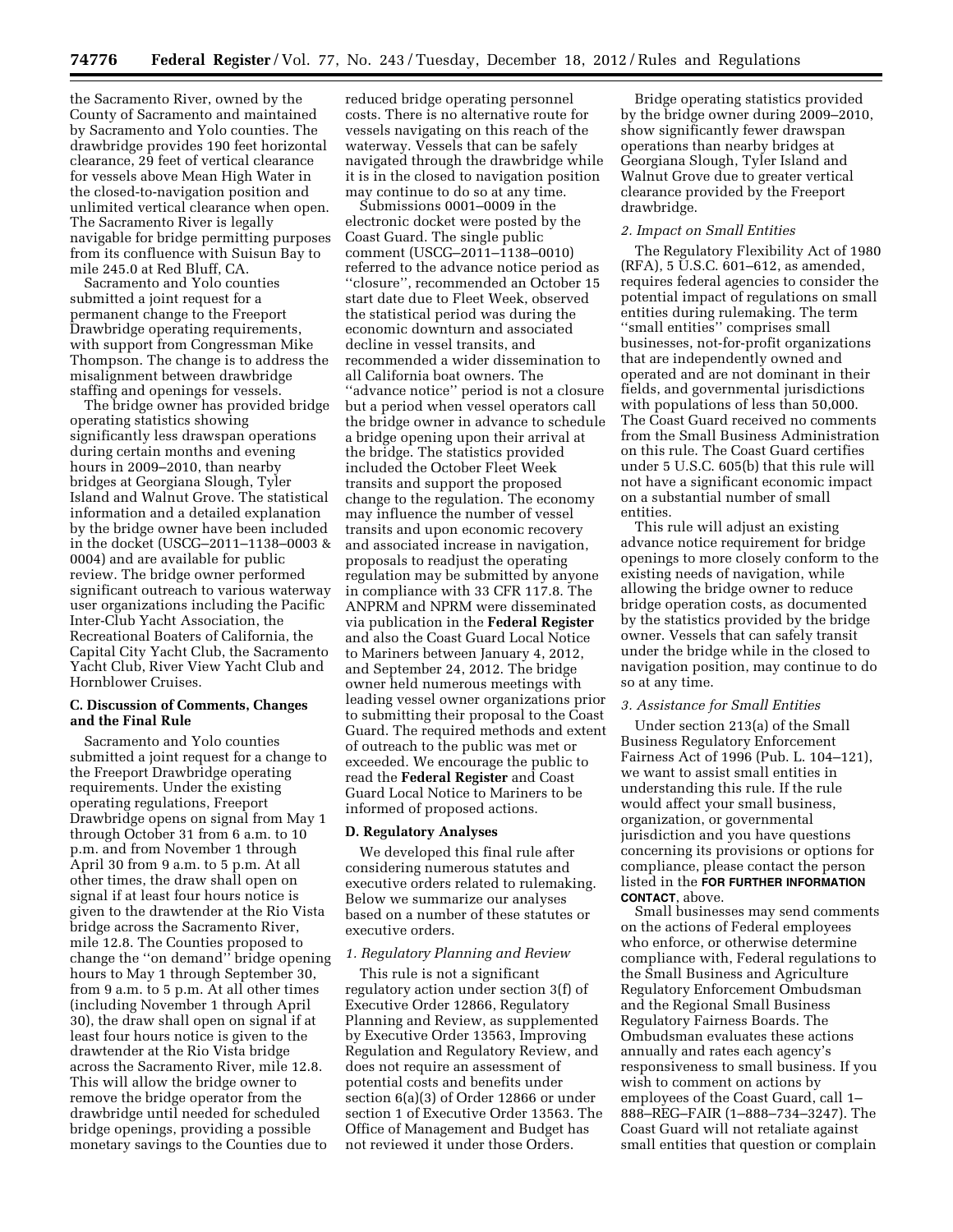the Sacramento River, owned by the County of Sacramento and maintained by Sacramento and Yolo counties. The drawbridge provides 190 feet horizontal clearance, 29 feet of vertical clearance for vessels above Mean High Water in the closed-to-navigation position and unlimited vertical clearance when open. The Sacramento River is legally navigable for bridge permitting purposes from its confluence with Suisun Bay to mile 245.0 at Red Bluff, CA.

Sacramento and Yolo counties submitted a joint request for a permanent change to the Freeport Drawbridge operating requirements, with support from Congressman Mike Thompson. The change is to address the misalignment between drawbridge staffing and openings for vessels.

The bridge owner has provided bridge operating statistics showing significantly less drawspan operations during certain months and evening hours in 2009–2010, than nearby bridges at Georgiana Slough, Tyler Island and Walnut Grove. The statistical information and a detailed explanation by the bridge owner have been included in the docket (USCG–2011–1138–0003 & 0004) and are available for public review. The bridge owner performed significant outreach to various waterway user organizations including the Pacific Inter-Club Yacht Association, the Recreational Boaters of California, the Capital City Yacht Club, the Sacramento Yacht Club, River View Yacht Club and Hornblower Cruises.

## C. Discussion of Comments, Changes and the Final Rule

Sacramento and Yolo counties submitted a joint request for a change to the Freeport Drawbridge operating requirements. Under the existing operating regulations, Freeport Drawbridge opens on signal from May 1 through October 31 from 6 a.m. to 10 p.m. and from November 1 through April 30 from 9 a.m. to 5 p.m. At all other times, the draw shall open on signal if at least four hours notice is given to the drawtender at the Rio Vista bridge across the Sacramento River, mile 12.8. The Counties proposed to change the ''on demand'' bridge opening hours to May 1 through September 30, from 9 a.m. to 5 p.m. At all other times (including November 1 through April 30), the draw shall open on signal if at least four hours notice is given to the drawtender at the Rio Vista bridge across the Sacramento River, mile 12.8. This will allow the bridge owner to remove the bridge operator from the drawbridge until needed for scheduled bridge openings, providing a possible monetary savings to the Counties due to reduced bridge operating personnel costs. There is no alternative route for vessels navigating on this reach of the waterway. Vessels that can be safely navigated through the drawbridge while it is in the closed to navigation position may continue to do so at any time.

Submissions 0001–0009 in the electronic docket were posted by the Coast Guard. The single public comment (USCG–2011–1138–0010) referred to the advance notice period as ''closure'', recommended an October 15 start date due to Fleet Week, observed the statistical period was during the economic downturn and associated decline in vessel transits, and recommended a wider dissemination to all California boat owners. The ''advance notice'' period is not a closure but a period when vessel operators call the bridge owner in advance to schedule a bridge opening upon their arrival at the bridge. The statistics provided included the October Fleet Week transits and support the proposed change to the regulation. The economy may influence the number of vessel transits and upon economic recovery and associated increase in navigation, proposals to readjust the operating regulation may be submitted by anyone in compliance with 33 CFR 117.8. The ANPRM and NPRM were disseminated via publication in the **Federal Register** and also the Coast Guard Local Notice to Mariners between January 4, 2012, and September 24, 2012. The bridge owner held numerous meetings with leading vessel owner organizations prior to submitting their proposal to the Coast Guard. The required methods and extent of outreach to the public was met or exceeded. We encourage the public to read the **Federal Register** and Coast Guard Local Notice to Mariners to be informed of proposed actions.

## D. Regulatory Analyses

We developed this final rule after considering numerous statutes and executive orders related to rulemaking. Below we summarize our analyses based on a number of these statutes or executive orders.

### *1. Regulatory Planning and Review*

This rule is not a significant regulatory action under section 3(f) of Executive Order 12866, Regulatory Planning and Review, as supplemented by Executive Order 13563, Improving Regulation and Regulatory Review, and does not require an assessment of potential costs and benefits under section 6(a)(3) of Order 12866 or under section 1 of Executive Order 13563. The Office of Management and Budget has not reviewed it under those Orders.

Bridge operating statistics provided by the bridge owner during 2009–2010, show significantly fewer drawspan operations than nearby bridges at Georgiana Slough, Tyler Island and Walnut Grove due to greater vertical clearance provided by the Freeport drawbridge.

### *2. Impact on Small Entities*

The Regulatory Flexibility Act of 1980 (RFA), 5 U.S.C. 601–612, as amended, requires federal agencies to consider the potential impact of regulations on small entities during rulemaking. The term ''small entities'' comprises small businesses, not-for-profit organizations that are independently owned and operated and are not dominant in their fields, and governmental jurisdictions with populations of less than 50,000. The Coast Guard received no comments from the Small Business Administration on this rule. The Coast Guard certifies under 5 U.S.C. 605(b) that this rule will not have a significant economic impact on a substantial number of small entities.

This rule will adjust an existing advance notice requirement for bridge openings to more closely conform to the existing needs of navigation, while allowing the bridge owner to reduce bridge operation costs, as documented by the statistics provided by the bridge owner. Vessels that can safely transit under the bridge while in the closed to navigation position, may continue to do so at any time.

### *3. Assistance for Small Entities*

Under section 213(a) of the Small Business Regulatory Enforcement Fairness Act of 1996 (Pub. L. 104–121), we want to assist small entities in understanding this rule. If the rule would affect your small business, organization, or governmental jurisdiction and you have questions concerning its provisions or options for compliance, please contact the person listed in the **FOR FURTHER INFORMATION CONTACT**, above.

Small businesses may send comments on the actions of Federal employees who enforce, or otherwise determine compliance with, Federal regulations to the Small Business and Agriculture Regulatory Enforcement Ombudsman and the Regional Small Business Regulatory Fairness Boards. The Ombudsman evaluates these actions annually and rates each agency's responsiveness to small business. If you wish to comment on actions by employees of the Coast Guard, call 1–888–REG–FAIR (1–888–734–3247). The Coast Guard will not retaliate against small entities that question or complain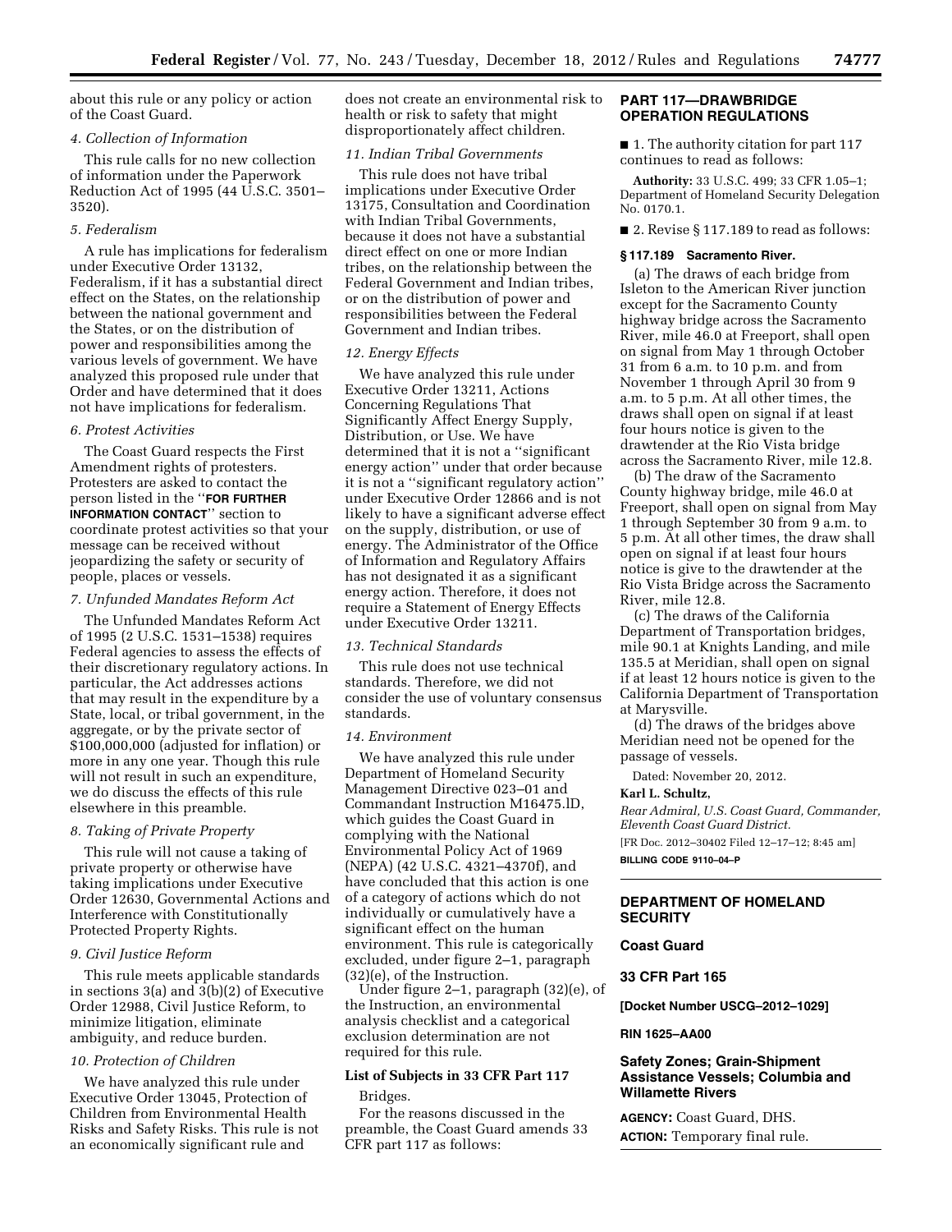about this rule or any policy or action of the Coast Guard.

*4. Collection of Information*

This rule calls for no new collection of information under the Paperwork Reduction Act of 1995 (44 U.S.C. 3501–3520).

*5. Federalism*

A rule has implications for federalism under Executive Order 13132, Federalism, if it has a substantial direct effect on the States, on the relationship between the national government and the States, or on the distribution of power and responsibilities among the various levels of government. We have analyzed this proposed rule under that Order and have determined that it does not have implications for federalism.

*6. Protest Activities*

The Coast Guard respects the First Amendment rights of protesters. Protesters are asked to contact the person listed in the ''**FOR FURTHER INFORMATION CONTACT**'' section to coordinate protest activities so that your message can be received without jeopardizing the safety or security of people, places or vessels.

*7. Unfunded Mandates Reform Act*

The Unfunded Mandates Reform Act of 1995 (2 U.S.C. 1531–1538) requires Federal agencies to assess the effects of their discretionary regulatory actions. In particular, the Act addresses actions that may result in the expenditure by a State, local, or tribal government, in the aggregate, or by the private sector of $100,000,000 (adjusted for inflation) or more in any one year. Though this rule will not result in such an expenditure, we do discuss the effects of this rule elsewhere in this preamble.

*8. Taking of Private Property*

This rule will not cause a taking of private property or otherwise have taking implications under Executive Order 12630, Governmental Actions and Interference with Constitutionally Protected Property Rights.

*9. Civil Justice Reform*

This rule meets applicable standards in sections 3(a) and 3(b)(2) of Executive Order 12988, Civil Justice Reform, to minimize litigation, eliminate ambiguity, and reduce burden.

*10. Protection of Children*

We have analyzed this rule under Executive Order 13045, Protection of Children from Environmental Health Risks and Safety Risks. This rule is not an economically significant rule and does not create an environmental risk to health or risk to safety that might disproportionately affect children.

*11. Indian Tribal Governments*

This rule does not have tribal implications under Executive Order 13175, Consultation and Coordination with Indian Tribal Governments, because it does not have a substantial direct effect on one or more Indian tribes, on the relationship between the Federal Government and Indian tribes, or on the distribution of power and responsibilities between the Federal Government and Indian tribes.

*12. Energy Effects*

We have analyzed this rule under Executive Order 13211, Actions Concerning Regulations That Significantly Affect Energy Supply, Distribution, or Use. We have determined that it is not a ''significant energy action'' under that order because it is not a ''significant regulatory action'' under Executive Order 12866 and is not likely to have a significant adverse effect on the supply, distribution, or use of energy. The Administrator of the Office of Information and Regulatory Affairs has not designated it as a significant energy action. Therefore, it does not require a Statement of Energy Effects under Executive Order 13211.

*13. Technical Standards*

This rule does not use technical standards. Therefore, we did not consider the use of voluntary consensus standards.

*14. Environment*

We have analyzed this rule under Department of Homeland Security Management Directive 023–01 and Commandant Instruction M16475.lD, which guides the Coast Guard in complying with the National Environmental Policy Act of 1969 (NEPA) (42 U.S.C. 4321–4370f), and have concluded that this action is one of a category of actions which do not individually or cumulatively have a significant effect on the human environment. This rule is categorically excluded, under figure 2–1, paragraph (32)(e), of the Instruction.

Under figure 2–1, paragraph (32)(e), of the Instruction, an environmental analysis checklist and a categorical exclusion determination are not required for this rule.

### List of Subjects in 33 CFR Part 117

Bridges.

For the reasons discussed in the preamble, the Coast Guard amends 33 CFR part 117 as follows:

## PART 117—DRAWBRIDGE OPERATION REGULATIONS

■ 1. The authority citation for part 117 continues to read as follows:

**Authority:** 33 U.S.C. 499; 33 CFR 1.05–1; Department of Homeland Security Delegation No. 0170.1.

■ 2. Revise § 117.189 to read as follows:

**§ 117.189 Sacramento River.**

(a) The draws of each bridge from Isleton to the American River junction except for the Sacramento County highway bridge across the Sacramento River, mile 46.0 at Freeport, shall open on signal from May 1 through October 31 from 6 a.m. to 10 p.m. and from November 1 through April 30 from 9 a.m. to 5 p.m. At all other times, the draws shall open on signal if at least four hours notice is given to the drawtender at the Rio Vista bridge across the Sacramento River, mile 12.8.

(b) The draw of the Sacramento County highway bridge, mile 46.0 at Freeport, shall open on signal from May 1 through September 30 from 9 a.m. to 5 p.m. At all other times, the draw shall open on signal if at least four hours notice is give to the drawtender at the Rio Vista Bridge across the Sacramento River, mile 12.8.

(c) The draws of the California Department of Transportation bridges, mile 90.1 at Knights Landing, and mile 135.5 at Meridian, shall open on signal if at least 12 hours notice is given to the California Department of Transportation at Marysville.

(d) The draws of the bridges above Meridian need not be opened for the passage of vessels.

Dated: November 20, 2012.

**Karl L. Schultz,**

*Rear Admiral, U.S. Coast Guard, Commander, Eleventh Coast Guard District.*

[FR Doc. 2012–30402 Filed 12–17–12; 8:45 am]

**BILLING CODE 9110–04–P**

## DEPARTMENT OF HOMELAND SECURITY

### Coast Guard

### 33 CFR Part 165

**[Docket Number USCG–2012–1029]**

**RIN 1625–AA00**

## Safety Zones; Grain-Shipment Assistance Vessels; Columbia and Willamette Rivers

**AGENCY:** Coast Guard, DHS.

**ACTION:** Temporary final rule.